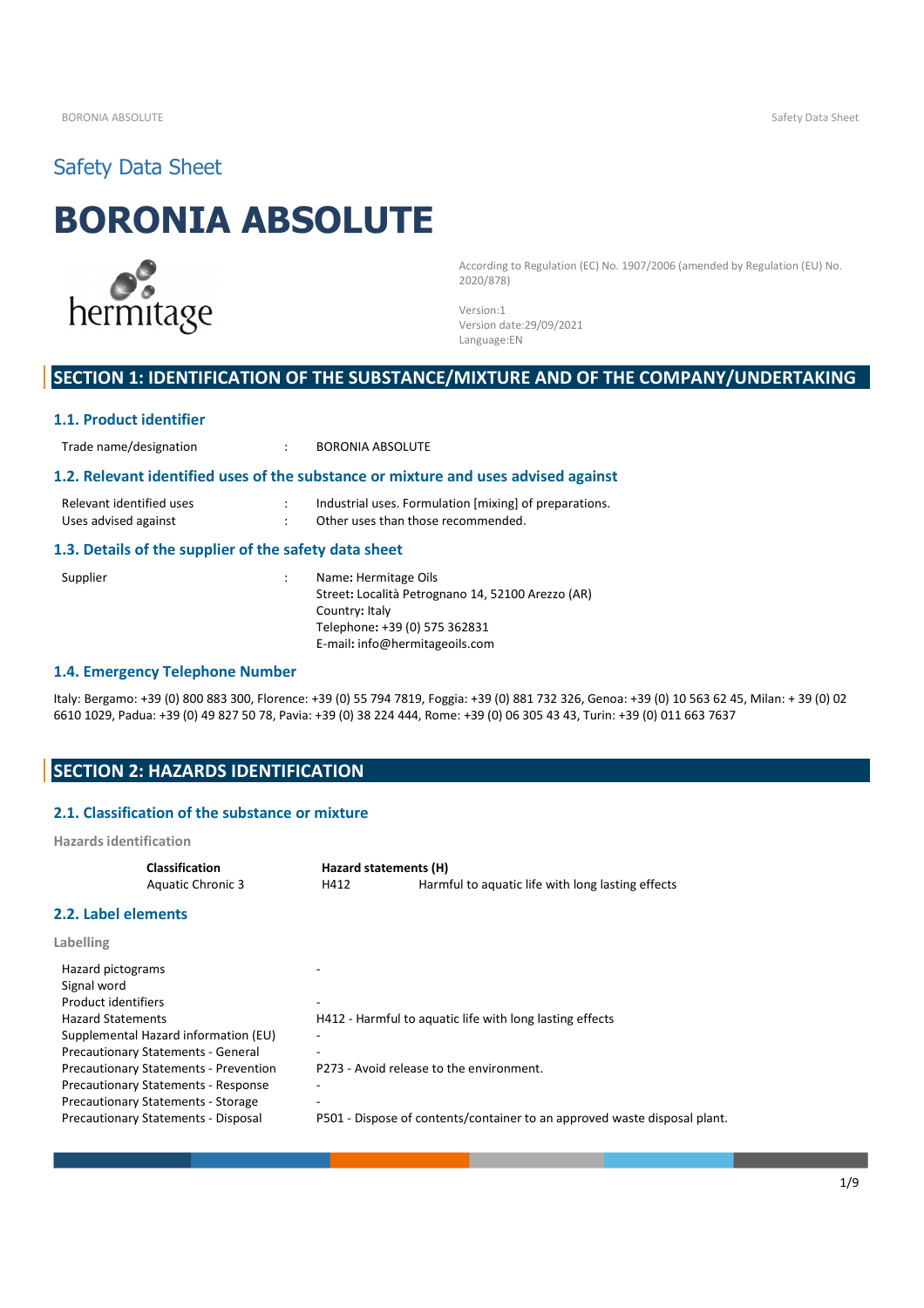Safety Data Sheet

# BORONIA ABSOLUTE

hermitage

According to Regulation (EC) No. 1907/2006 (amended by Regulation (EU) No. 2020/878)

Version:1
Version date:29/09/2021
Language:EN

## SECTION 1: IDENTIFICATION OF THE SUBSTANCE/MIXTURE AND OF THE COMPANY/UNDERTAKING

### 1.1. Product identifier

| | | |
|---|---|---|
| Trade name/designation | : | BORONIA ABSOLUTE |

### 1.2. Relevant identified uses of the substance or mixture and uses advised against

| | | |
|---|---|---|
| Relevant identified uses | : | Industrial uses. Formulation [mixing] of preparations. |
| Uses advised against | : | Other uses than those recommended. |

### 1.3. Details of the supplier of the safety data sheet

| | | |
|---|---|---|
| Supplier | : | **Name:** Hermitage Oils<br>**Street:** Località Petrognano 14, 52100 Arezzo (AR)<br>**Country:** Italy<br>**Telephone:** +39 (0) 575 362831<br>**E-mail:** info@hermitageoils.com |

### 1.4. Emergency Telephone Number

Italy: Bergamo: +39 (0) 800 883 300, Florence: +39 (0) 55 794 7819, Foggia: +39 (0) 881 732 326, Genoa: +39 (0) 10 563 62 45, Milan: + 39 (0) 02 6610 1029, Padua: +39 (0) 49 827 50 78, Pavia: +39 (0) 38 224 444, Rome: +39 (0) 06 305 43 43, Turin: +39 (0) 011 663 7637

## SECTION 2: HAZARDS IDENTIFICATION

### 2.1. Classification of the substance or mixture

**Hazards identification**

| Classification | Hazard statements (H) | |
|---|---|---|
| Aquatic Chronic 3 | H412 | Harmful to aquatic life with long lasting effects |

### 2.2. Label elements

**Labelling**

| | |
|---|---|
| Hazard pictograms | - |
| Signal word | |
| Product identifiers | - |
| Hazard Statements | H412 - Harmful to aquatic life with long lasting effects |
| Supplemental Hazard information (EU) | - |
| Precautionary Statements - General | - |
| Precautionary Statements - Prevention | P273 - Avoid release to the environment. |
| Precautionary Statements - Response | - |
| Precautionary Statements - Storage | - |
| Precautionary Statements - Disposal | P501 - Dispose of contents/container to an approved waste disposal plant. |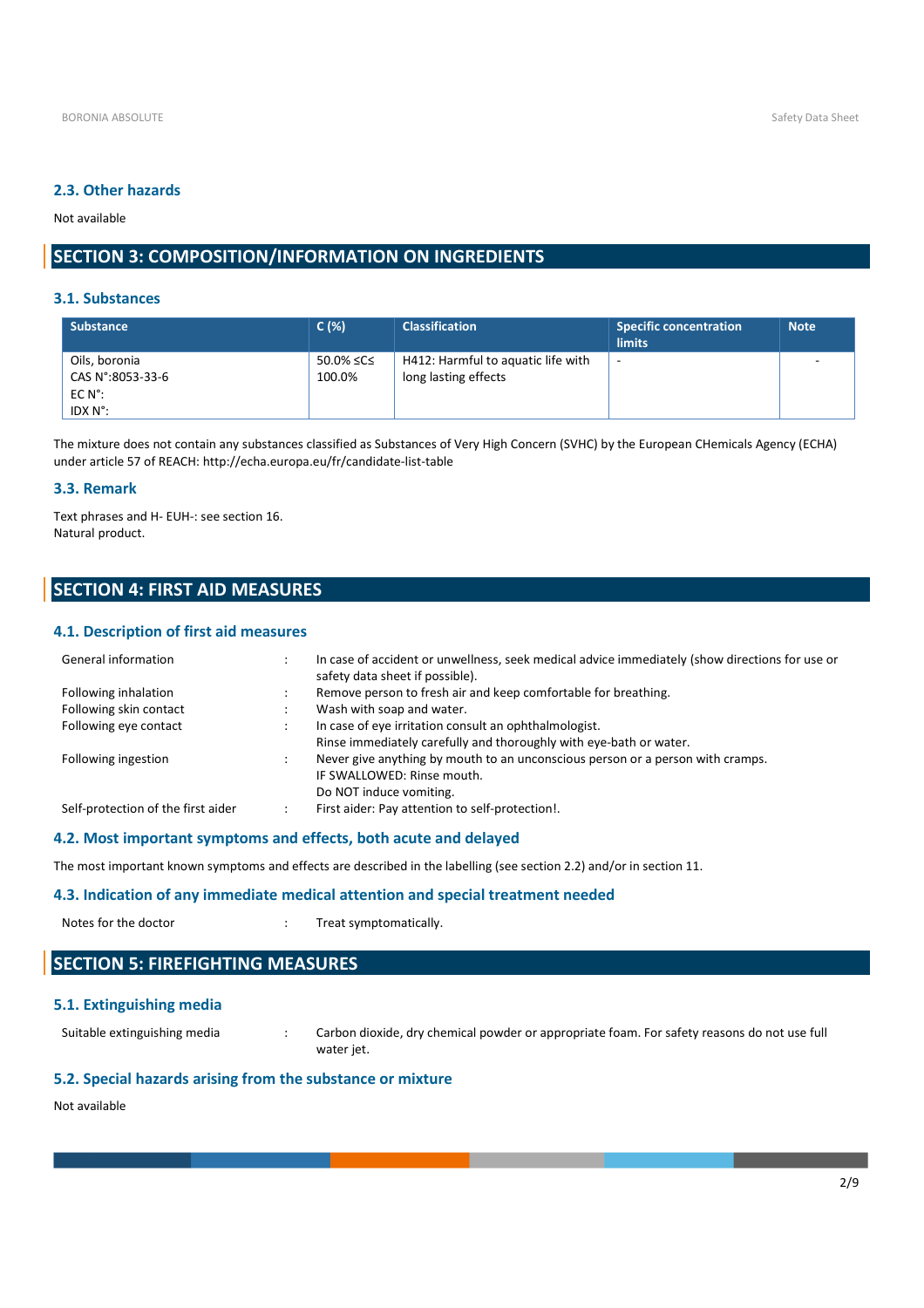## 2.3. Other hazards

Not available

# SECTION 3: COMPOSITION/INFORMATION ON INGREDIENTS

## 3.1. Substances

| Substance | C (%) | Classification | Specific concentration limits | Note |
|---|---|---|---|---|
| Oils, boronia<br>CAS N°:8053-33-6<br>EC N°:<br>IDX N°: | 50.0% ≤C≤ 100.0% | H412: Harmful to aquatic life with long lasting effects | - | - |

The mixture does not contain any substances classified as Substances of Very High Concern (SVHC) by the European CHemicals Agency (ECHA) under article 57 of REACH: http://echa.europa.eu/fr/candidate-list-table

## 3.3. Remark

Text phrases and H- EUH-: see section 16.
Natural product.

# SECTION 4: FIRST AID MEASURES

## 4.1. Description of first aid measures

| | | |
|---|---|---|
| General information | : | In case of accident or unwellness, seek medical advice immediately (show directions for use or safety data sheet if possible). |
| Following inhalation | : | Remove person to fresh air and keep comfortable for breathing. |
| Following skin contact | : | Wash with soap and water. |
| Following eye contact | : | In case of eye irritation consult an ophthalmologist.<br>Rinse immediately carefully and thoroughly with eye-bath or water. |
| Following ingestion | : | Never give anything by mouth to an unconscious person or a person with cramps.<br>IF SWALLOWED: Rinse mouth.<br>Do NOT induce vomiting. |
| Self-protection of the first aider | : | First aider: Pay attention to self-protection!. |

## 4.2. Most important symptoms and effects, both acute and delayed

The most important known symptoms and effects are described in the labelling (see section 2.2) and/or in section 11.

## 4.3. Indication of any immediate medical attention and special treatment needed

| | | |
|---|---|---|
| Notes for the doctor | : | Treat symptomatically. |

# SECTION 5: FIREFIGHTING MEASURES

## 5.1. Extinguishing media

| | | |
|---|---|---|
| Suitable extinguishing media | : | Carbon dioxide, dry chemical powder or appropriate foam. For safety reasons do not use full water jet. |

## 5.2. Special hazards arising from the substance or mixture

Not available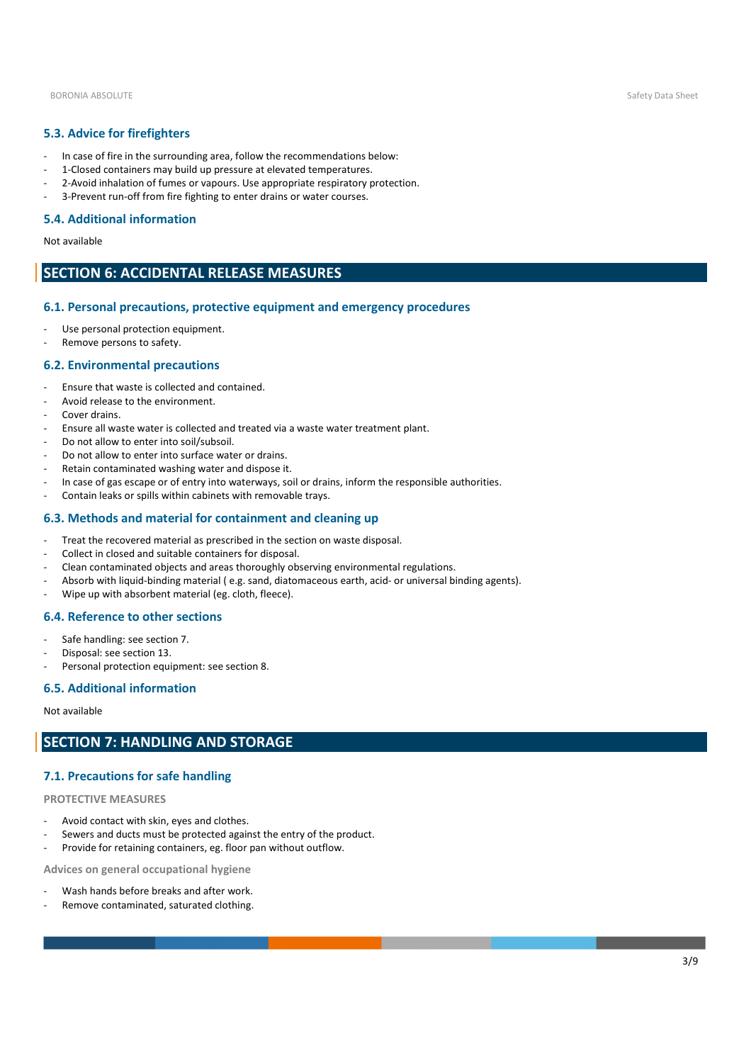### 5.3. Advice for firefighters

- In case of fire in the surrounding area, follow the recommendations below:
- 1-Closed containers may build up pressure at elevated temperatures.
- 2-Avoid inhalation of fumes or vapours. Use appropriate respiratory protection.
- 3-Prevent run-off from fire fighting to enter drains or water courses.

### 5.4. Additional information

Not available

## SECTION 6: ACCIDENTAL RELEASE MEASURES

### 6.1. Personal precautions, protective equipment and emergency procedures

- Use personal protection equipment.
- Remove persons to safety.

### 6.2. Environmental precautions

- Ensure that waste is collected and contained.
- Avoid release to the environment.
- Cover drains.
- Ensure all waste water is collected and treated via a waste water treatment plant.
- Do not allow to enter into soil/subsoil.
- Do not allow to enter into surface water or drains.
- Retain contaminated washing water and dispose it.
- In case of gas escape or of entry into waterways, soil or drains, inform the responsible authorities.
- Contain leaks or spills within cabinets with removable trays.

### 6.3. Methods and material for containment and cleaning up

- Treat the recovered material as prescribed in the section on waste disposal.
- Collect in closed and suitable containers for disposal.
- Clean contaminated objects and areas thoroughly observing environmental regulations.
- Absorb with liquid-binding material ( e.g. sand, diatomaceous earth, acid- or universal binding agents).
- Wipe up with absorbent material (eg. cloth, fleece).

### 6.4. Reference to other sections

- Safe handling: see section 7.
- Disposal: see section 13.
- Personal protection equipment: see section 8.

### 6.5. Additional information

Not available

## SECTION 7: HANDLING AND STORAGE

### 7.1. Precautions for safe handling

#### PROTECTIVE MEASURES

- Avoid contact with skin, eyes and clothes.
- Sewers and ducts must be protected against the entry of the product.
- Provide for retaining containers, eg. floor pan without outflow.

#### Advices on general occupational hygiene

- Wash hands before breaks and after work.
- Remove contaminated, saturated clothing.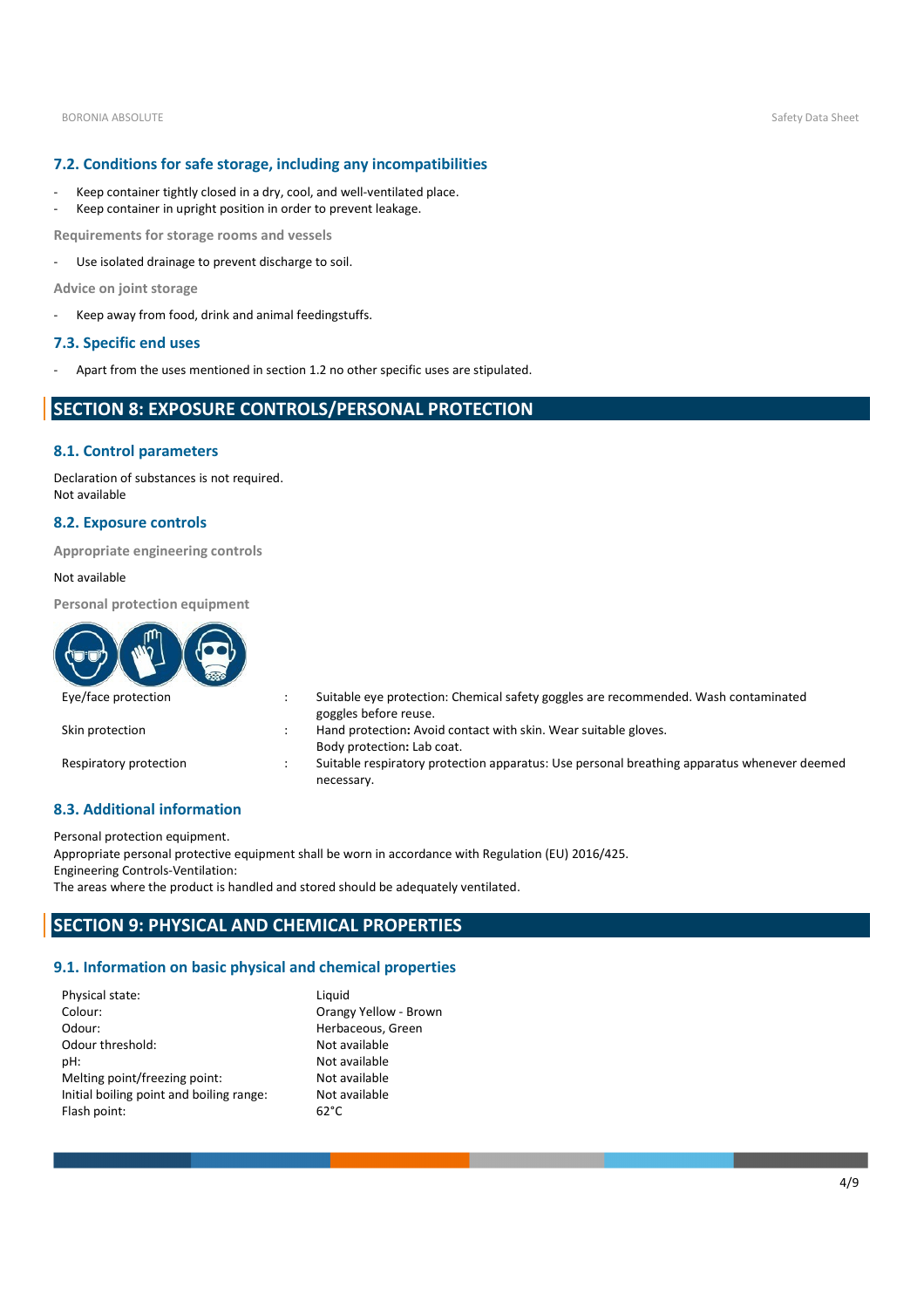### 7.2. Conditions for safe storage, including any incompatibilities

- Keep container tightly closed in a dry, cool, and well-ventilated place.
- Keep container in upright position in order to prevent leakage.

**Requirements for storage rooms and vessels**

- Use isolated drainage to prevent discharge to soil.

**Advice on joint storage**

- Keep away from food, drink and animal feedingstuffs.

### 7.3. Specific end uses

- Apart from the uses mentioned in section 1.2 no other specific uses are stipulated.

## SECTION 8: EXPOSURE CONTROLS/PERSONAL PROTECTION

### 8.1. Control parameters

Declaration of substances is not required.
Not available

### 8.2. Exposure controls

**Appropriate engineering controls**

Not available

**Personal protection equipment**

| | | |
|---|---|---|
| Eye/face protection | : | Suitable eye protection: Chemical safety goggles are recommended. Wash contaminated goggles before reuse. |
| Skin protection | : | Hand protection: Avoid contact with skin. Wear suitable gloves. Body protection: Lab coat. |
| Respiratory protection | : | Suitable respiratory protection apparatus: Use personal breathing apparatus whenever deemed necessary. |

### 8.3. Additional information

Personal protection equipment.
Appropriate personal protective equipment shall be worn in accordance with Regulation (EU) 2016/425.
Engineering Controls-Ventilation:
The areas where the product is handled and stored should be adequately ventilated.

## SECTION 9: PHYSICAL AND CHEMICAL PROPERTIES

### 9.1. Information on basic physical and chemical properties

| | |
|---|---|
| Physical state: | Liquid |
| Colour: | Orangy Yellow - Brown |
| Odour: | Herbaceous, Green |
| Odour threshold: | Not available |
| pH: | Not available |
| Melting point/freezing point: | Not available |
| Initial boiling point and boiling range: | Not available |
| Flash point: | 62°C |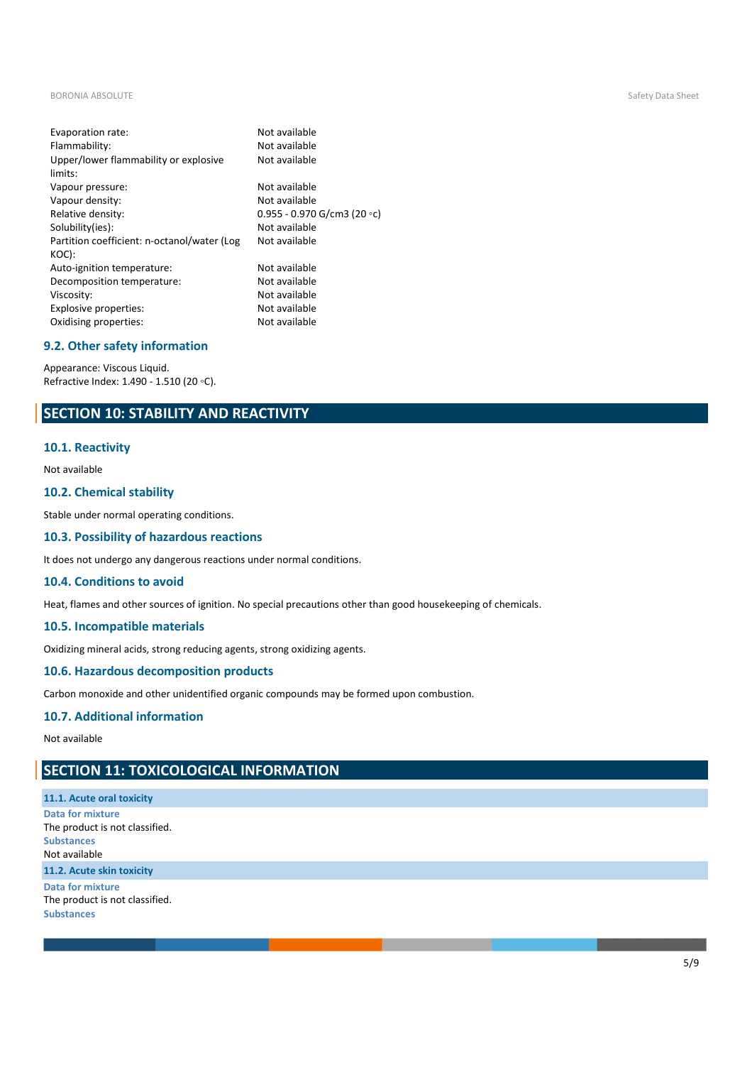| | |
|---|---|
| Evaporation rate: | Not available |
| Flammability: | Not available |
| Upper/lower flammability or explosive limits: | Not available |
| Vapour pressure: | Not available |
| Vapour density: | Not available |
| Relative density: | 0.955 - 0.970 G/cm3 (20 ◦c) |
| Solubility(ies): | Not available |
| Partition coefficient: n-octanol/water (Log KOC): | Not available |
| Auto-ignition temperature: | Not available |
| Decomposition temperature: | Not available |
| Viscosity: | Not available |
| Explosive properties: | Not available |
| Oxidising properties: | Not available |

### 9.2. Other safety information

Appearance: Viscous Liquid.
Refractive Index: 1.490 - 1.510 (20 ◦C).

## SECTION 10: STABILITY AND REACTIVITY

### 10.1. Reactivity

Not available

### 10.2. Chemical stability

Stable under normal operating conditions.

### 10.3. Possibility of hazardous reactions

It does not undergo any dangerous reactions under normal conditions.

### 10.4. Conditions to avoid

Heat, flames and other sources of ignition. No special precautions other than good housekeeping of chemicals.

### 10.5. Incompatible materials

Oxidizing mineral acids, strong reducing agents, strong oxidizing agents.

### 10.6. Hazardous decomposition products

Carbon monoxide and other unidentified organic compounds may be formed upon combustion.

### 10.7. Additional information

Not available

## SECTION 11: TOXICOLOGICAL INFORMATION

### 11.1. Acute oral toxicity

**Data for mixture**

The product is not classified.

**Substances**

Not available

### 11.2. Acute skin toxicity

**Data for mixture**

The product is not classified.

**Substances**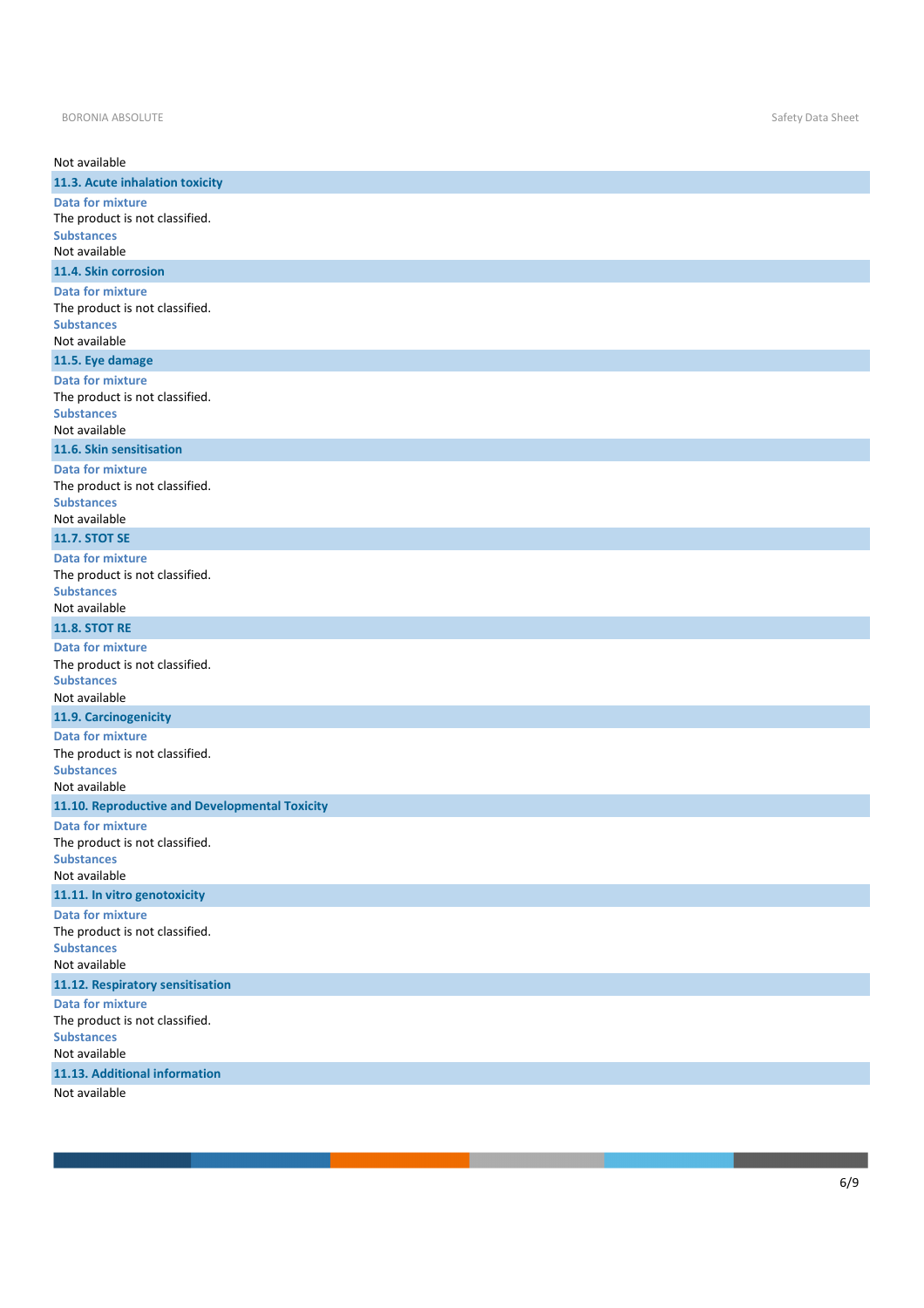Not available

### 11.3. Acute inhalation toxicity

**Data for mixture**

The product is not classified.

**Substances**

Not available

### 11.4. Skin corrosion

**Data for mixture**

The product is not classified.

**Substances**

Not available

### 11.5. Eye damage

**Data for mixture**

The product is not classified.

**Substances**

Not available

### 11.6. Skin sensitisation

**Data for mixture**

The product is not classified.

**Substances**

Not available

### 11.7. STOT SE

**Data for mixture**

The product is not classified.

**Substances**

Not available

### 11.8. STOT RE

**Data for mixture**

The product is not classified.

**Substances**

Not available

### 11.9. Carcinogenicity

**Data for mixture**

The product is not classified.

**Substances**

Not available

### 11.10. Reproductive and Developmental Toxicity

**Data for mixture**

The product is not classified.

**Substances**

Not available

### 11.11. In vitro genotoxicity

**Data for mixture**

The product is not classified.

**Substances**

Not available

### 11.12. Respiratory sensitisation

**Data for mixture**

The product is not classified.

**Substances**

Not available

### 11.13. Additional information

Not available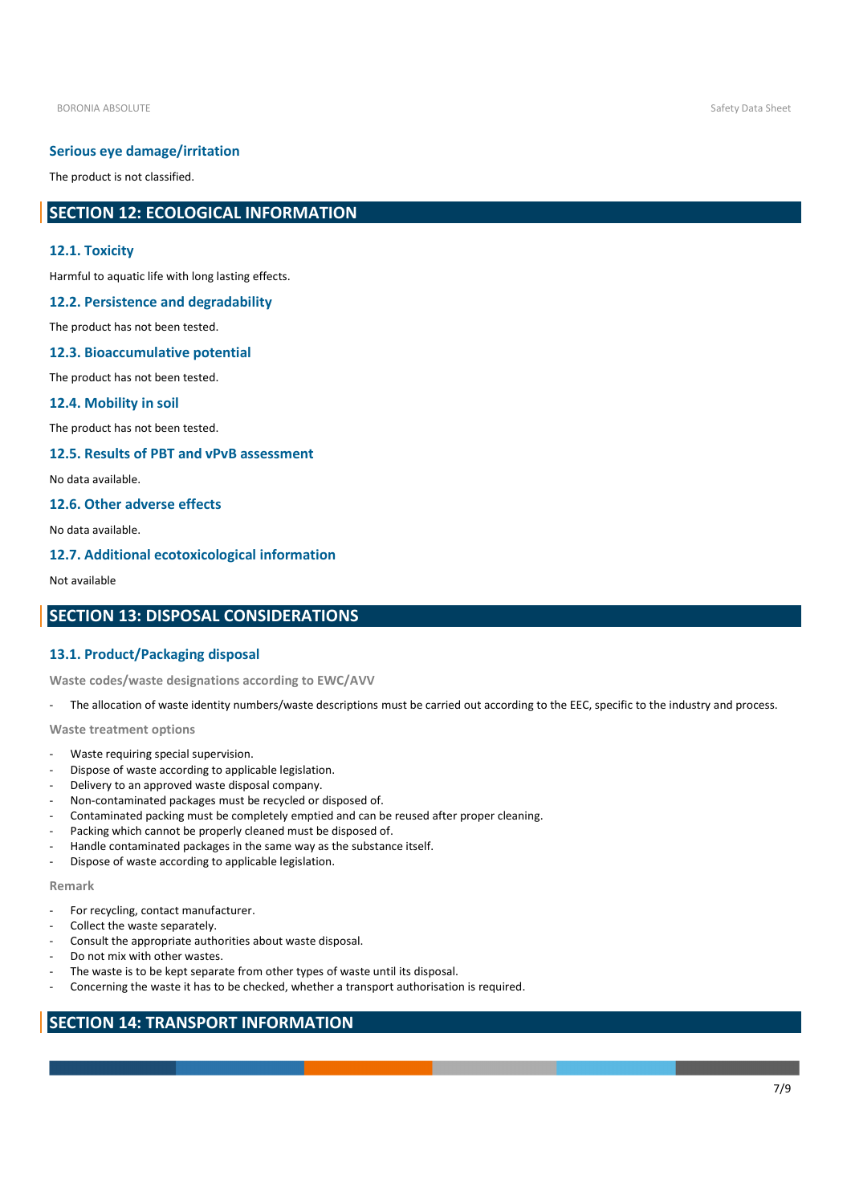### Serious eye damage/irritation

The product is not classified.

## SECTION 12: ECOLOGICAL INFORMATION

### 12.1. Toxicity

Harmful to aquatic life with long lasting effects.

### 12.2. Persistence and degradability

The product has not been tested.

### 12.3. Bioaccumulative potential

The product has not been tested.

### 12.4. Mobility in soil

The product has not been tested.

### 12.5. Results of PBT and vPvB assessment

No data available.

### 12.6. Other adverse effects

No data available.

### 12.7. Additional ecotoxicological information

Not available

## SECTION 13: DISPOSAL CONSIDERATIONS

### 13.1. Product/Packaging disposal

**Waste codes/waste designations according to EWC/AVV**

- The allocation of waste identity numbers/waste descriptions must be carried out according to the EEC, specific to the industry and process.

**Waste treatment options**

- Waste requiring special supervision.
- Dispose of waste according to applicable legislation.
- Delivery to an approved waste disposal company.
- Non-contaminated packages must be recycled or disposed of.
- Contaminated packing must be completely emptied and can be reused after proper cleaning.
- Packing which cannot be properly cleaned must be disposed of.
- Handle contaminated packages in the same way as the substance itself.
- Dispose of waste according to applicable legislation.

**Remark**

- For recycling, contact manufacturer.
- Collect the waste separately.
- Consult the appropriate authorities about waste disposal.
- Do not mix with other wastes.
- The waste is to be kept separate from other types of waste until its disposal.
- Concerning the waste it has to be checked, whether a transport authorisation is required.

## SECTION 14: TRANSPORT INFORMATION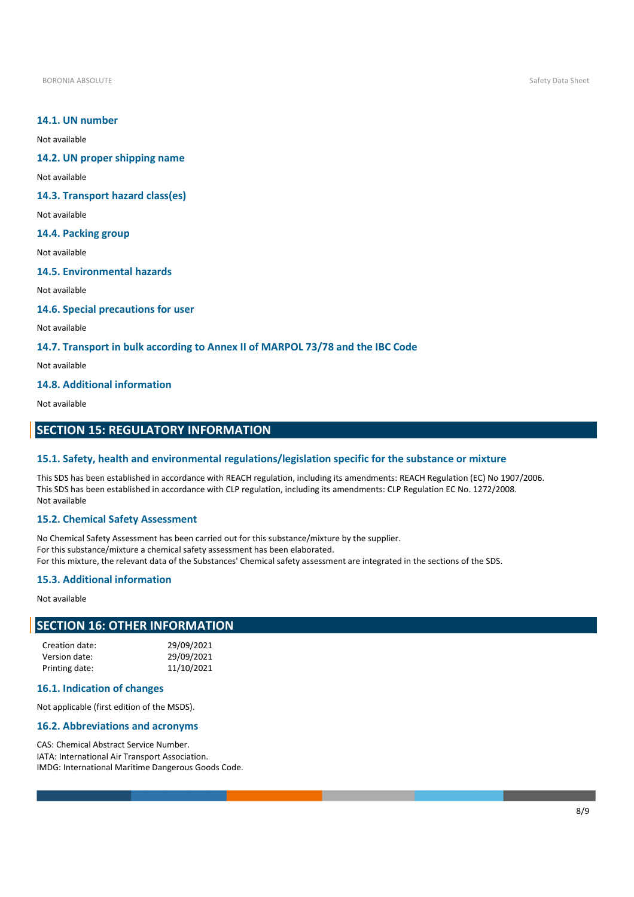### 14.1. UN number

Not available

### 14.2. UN proper shipping name

Not available

### 14.3. Transport hazard class(es)

Not available

### 14.4. Packing group

Not available

### 14.5. Environmental hazards

Not available

### 14.6. Special precautions for user

Not available

### 14.7. Transport in bulk according to Annex II of MARPOL 73/78 and the IBC Code

Not available

### 14.8. Additional information

Not available

## SECTION 15: REGULATORY INFORMATION

### 15.1. Safety, health and environmental regulations/legislation specific for the substance or mixture

This SDS has been established in accordance with REACH regulation, including its amendments: REACH Regulation (EC) No 1907/2006.
This SDS has been established in accordance with CLP regulation, including its amendments: CLP Regulation EC No. 1272/2008.
Not available

### 15.2. Chemical Safety Assessment

No Chemical Safety Assessment has been carried out for this substance/mixture by the supplier.
For this substance/mixture a chemical safety assessment has been elaborated.
For this mixture, the relevant data of the Substances' Chemical safety assessment are integrated in the sections of the SDS.

### 15.3. Additional information

Not available

## SECTION 16: OTHER INFORMATION

| | |
|---|---|
| Creation date: | 29/09/2021 |
| Version date: | 29/09/2021 |
| Printing date: | 11/10/2021 |

### 16.1. Indication of changes

Not applicable (first edition of the MSDS).

### 16.2. Abbreviations and acronyms

CAS: Chemical Abstract Service Number.
IATA: International Air Transport Association.
IMDG: International Maritime Dangerous Goods Code.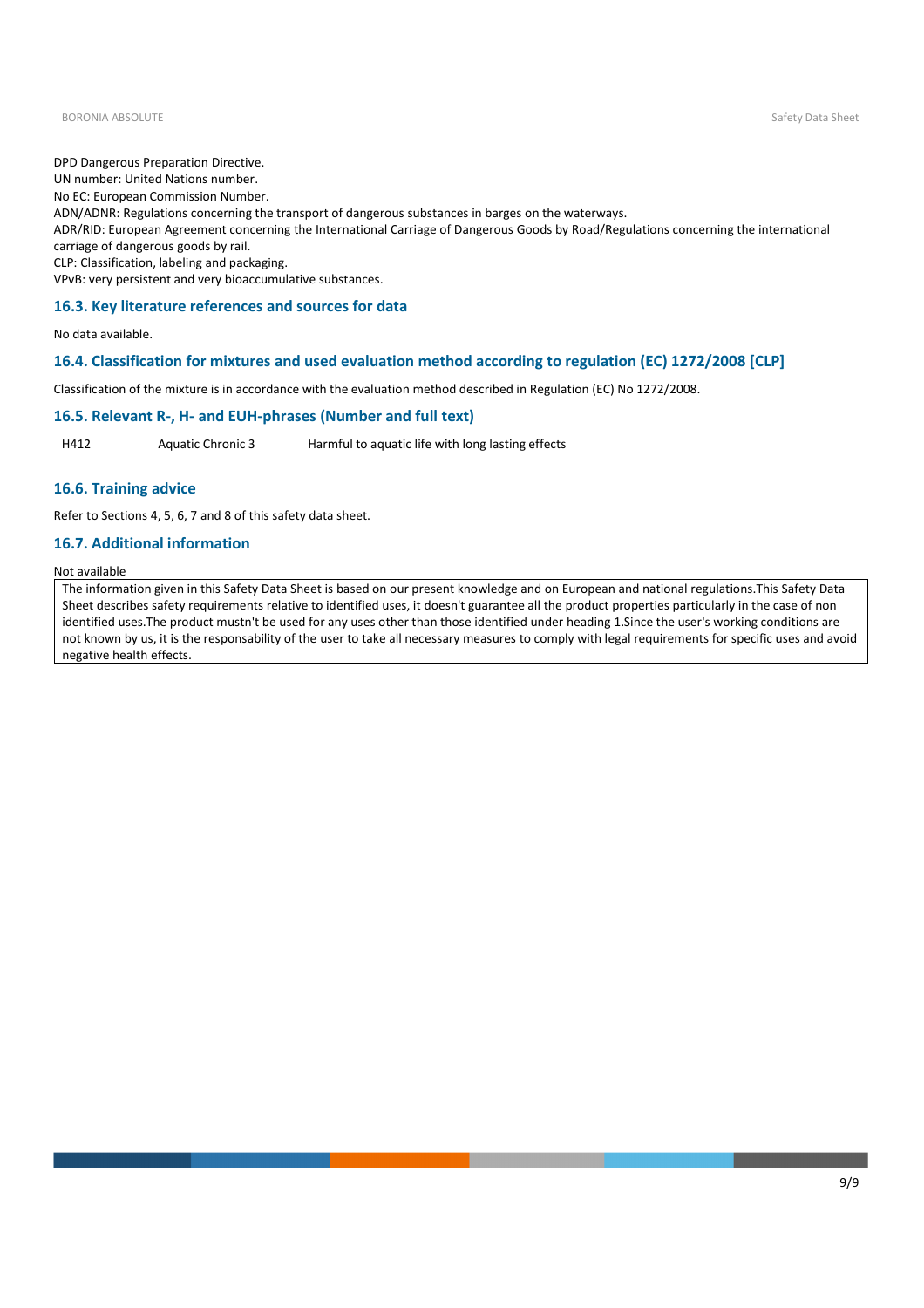DPD Dangerous Preparation Directive.
UN number: United Nations number.
No EC: European Commission Number.
ADN/ADNR: Regulations concerning the transport of dangerous substances in barges on the waterways.
ADR/RID: European Agreement concerning the International Carriage of Dangerous Goods by Road/Regulations concerning the international carriage of dangerous goods by rail.
CLP: Classification, labeling and packaging.
VPvB: very persistent and very bioaccumulative substances.

## 16.3. Key literature references and sources for data

No data available.

## 16.4. Classification for mixtures and used evaluation method according to regulation (EC) 1272/2008 [CLP]

Classification of the mixture is in accordance with the evaluation method described in Regulation (EC) No 1272/2008.

## 16.5. Relevant R-, H- and EUH-phrases (Number and full text)

| | | |
|---|---|---|
| H412 | Aquatic Chronic 3 | Harmful to aquatic life with long lasting effects |

## 16.6. Training advice

Refer to Sections 4, 5, 6, 7 and 8 of this safety data sheet.

## 16.7. Additional information

Not available

The information given in this Safety Data Sheet is based on our present knowledge and on European and national regulations.This Safety Data Sheet describes safety requirements relative to identified uses, it doesn't guarantee all the product properties particularly in the case of non identified uses.The product mustn't be used for any uses other than those identified under heading 1.Since the user's working conditions are not known by us, it is the responsability of the user to take all necessary measures to comply with legal requirements for specific uses and avoid negative health effects.